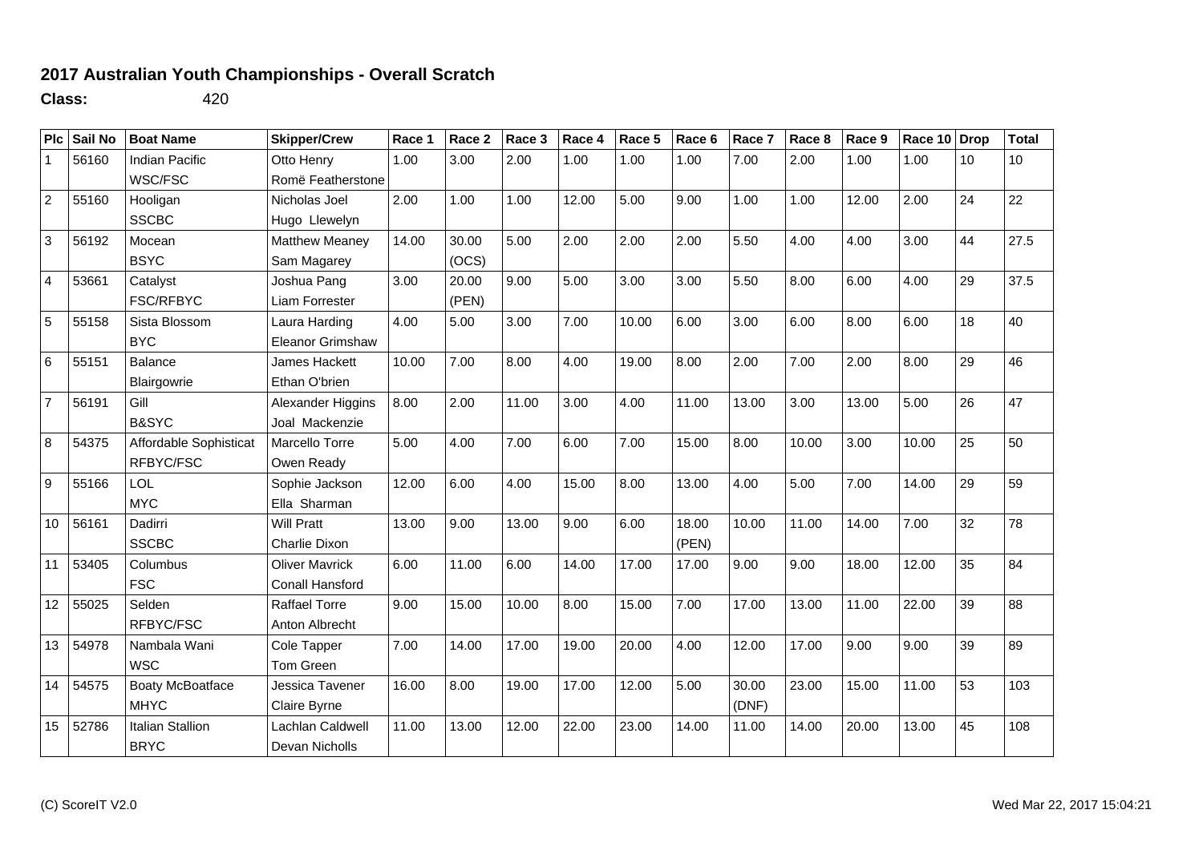## 2017 Australian Youth Championships - Overall Scratch

**Class:** 420

| Plc | Sail No | Boat Name | Skipper/Crew | Race 1 | Race 2 | Race 3 | Race 4 | Race 5 | Race 6 | Race 7 | Race 8 | Race 9 | Race 10 | Drop | Total |
|---|---|---|---|---|---|---|---|---|---|---|---|---|---|---|---|
| 1 | 56160 | Indian Pacific<br>WSC/FSC | Otto Henry<br>Romë Featherstone | 1.00 | 3.00 | 2.00 | 1.00 | 1.00 | 1.00 | 7.00 | 2.00 | 1.00 | 1.00 | 10 | 10 |
| 2 | 55160 | Hooligan<br>SSCBC | Nicholas Joel<br>Hugo Llewelyn | 2.00 | 1.00 | 1.00 | 12.00 | 5.00 | 9.00 | 1.00 | 1.00 | 12.00 | 2.00 | 24 | 22 |
| 3 | 56192 | Mocean<br>BSYC | Matthew Meaney<br>Sam Magarey | 14.00 | 30.00<br>(OCS) | 5.00 | 2.00 | 2.00 | 2.00 | 5.50 | 4.00 | 4.00 | 3.00 | 44 | 27.5 |
| 4 | 53661 | Catalyst<br>FSC/RFBYC | Joshua Pang<br>Liam Forrester | 3.00 | 20.00<br>(PEN) | 9.00 | 5.00 | 3.00 | 3.00 | 5.50 | 8.00 | 6.00 | 4.00 | 29 | 37.5 |
| 5 | 55158 | Sista Blossom<br>BYC | Laura Harding<br>Eleanor Grimshaw | 4.00 | 5.00 | 3.00 | 7.00 | 10.00 | 6.00 | 3.00 | 6.00 | 8.00 | 6.00 | 18 | 40 |
| 6 | 55151 | Balance<br>Blairgowrie | James Hackett<br>Ethan O'brien | 10.00 | 7.00 | 8.00 | 4.00 | 19.00 | 8.00 | 2.00 | 7.00 | 2.00 | 8.00 | 29 | 46 |
| 7 | 56191 | Gill<br>B&SYC | Alexander Higgins<br>Joal Mackenzie | 8.00 | 2.00 | 11.00 | 3.00 | 4.00 | 11.00 | 13.00 | 3.00 | 13.00 | 5.00 | 26 | 47 |
| 8 | 54375 | Affordable Sophisticat<br>RFBYC/FSC | Marcello Torre<br>Owen Ready | 5.00 | 4.00 | 7.00 | 6.00 | 7.00 | 15.00 | 8.00 | 10.00 | 3.00 | 10.00 | 25 | 50 |
| 9 | 55166 | LOL<br>MYC | Sophie Jackson<br>Ella Sharman | 12.00 | 6.00 | 4.00 | 15.00 | 8.00 | 13.00 | 4.00 | 5.00 | 7.00 | 14.00 | 29 | 59 |
| 10 | 56161 | Dadirri<br>SSCBC | Will Pratt<br>Charlie Dixon | 13.00 | 9.00 | 13.00 | 9.00 | 6.00 | 18.00<br>(PEN) | 10.00 | 11.00 | 14.00 | 7.00 | 32 | 78 |
| 11 | 53405 | Columbus<br>FSC | Oliver Mavrick<br>Conall Hansford | 6.00 | 11.00 | 6.00 | 14.00 | 17.00 | 17.00 | 9.00 | 9.00 | 18.00 | 12.00 | 35 | 84 |
| 12 | 55025 | Selden<br>RFBYC/FSC | Raffael Torre<br>Anton Albrecht | 9.00 | 15.00 | 10.00 | 8.00 | 15.00 | 7.00 | 17.00 | 13.00 | 11.00 | 22.00 | 39 | 88 |
| 13 | 54978 | Nambala Wani<br>WSC | Cole Tapper<br>Tom Green | 7.00 | 14.00 | 17.00 | 19.00 | 20.00 | 4.00 | 12.00 | 17.00 | 9.00 | 9.00 | 39 | 89 |
| 14 | 54575 | Boaty McBoatface<br>MHYC | Jessica Tavener<br>Claire Byrne | 16.00 | 8.00 | 19.00 | 17.00 | 12.00 | 5.00 | 30.00<br>(DNF) | 23.00 | 15.00 | 11.00 | 53 | 103 |
| 15 | 52786 | Italian Stallion<br>BRYC | Lachlan Caldwell<br>Devan Nicholls | 11.00 | 13.00 | 12.00 | 22.00 | 23.00 | 14.00 | 11.00 | 14.00 | 20.00 | 13.00 | 45 | 108 |

(C) ScoreIT V2.0 Wed Mar 22, 2017 15:04:21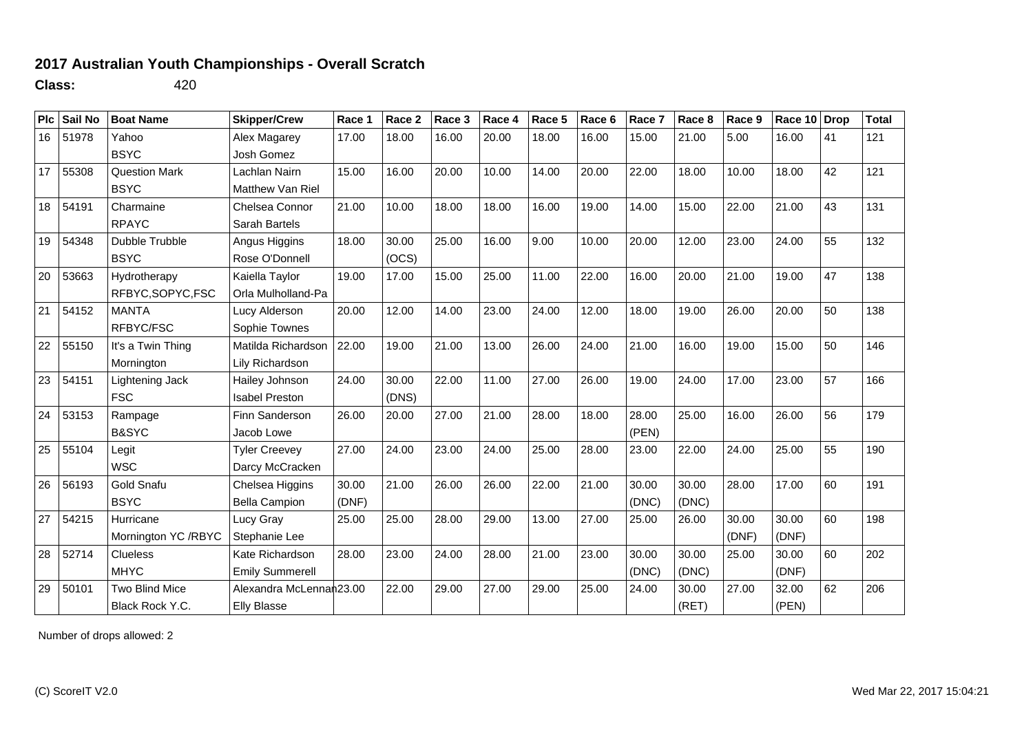## 2017 Australian Youth Championships - Overall Scratch

**Class:** 420

| Plc | Sail No | Boat Name | Skipper/Crew | Race 1 | Race 2 | Race 3 | Race 4 | Race 5 | Race 6 | Race 7 | Race 8 | Race 9 | Race 10 | Drop | Total |
|---|---|---|---|---|---|---|---|---|---|---|---|---|---|---|---|
| 16 | 51978 | Yahoo | Alex Magarey | 17.00 | 18.00 | 16.00 | 20.00 | 18.00 | 16.00 | 15.00 | 21.00 | 5.00 | 16.00 | 41 | 121 |
| | | BSYC | Josh Gomez | | | | | | | | | | | | |
| 17 | 55308 | Question Mark | Lachlan Nairn | 15.00 | 16.00 | 20.00 | 10.00 | 14.00 | 20.00 | 22.00 | 18.00 | 10.00 | 18.00 | 42 | 121 |
| | | BSYC | Matthew Van Riel | | | | | | | | | | | | |
| 18 | 54191 | Charmaine | Chelsea Connor | 21.00 | 10.00 | 18.00 | 18.00 | 16.00 | 19.00 | 14.00 | 15.00 | 22.00 | 21.00 | 43 | 131 |
| | | RPAYC | Sarah Bartels | | | | | | | | | | | | |
| 19 | 54348 | Dubble Trubble | Angus Higgins | 18.00 | 30.00 | 25.00 | 16.00 | 9.00 | 10.00 | 20.00 | 12.00 | 23.00 | 24.00 | 55 | 132 |
| | | BSYC | Rose O'Donnell | | (OCS) | | | | | | | | | | |
| 20 | 53663 | Hydrotherapy | Kaiella Taylor | 19.00 | 17.00 | 15.00 | 25.00 | 11.00 | 22.00 | 16.00 | 20.00 | 21.00 | 19.00 | 47 | 138 |
| | | RFBYC,SOPYC,FSC | Orla Mulholland-Pa | | | | | | | | | | | | |
| 21 | 54152 | MANTA | Lucy Alderson | 20.00 | 12.00 | 14.00 | 23.00 | 24.00 | 12.00 | 18.00 | 19.00 | 26.00 | 20.00 | 50 | 138 |
| | | RFBYC/FSC | Sophie Townes | | | | | | | | | | | | |
| 22 | 55150 | It's a Twin Thing | Matilda Richardson | 22.00 | 19.00 | 21.00 | 13.00 | 26.00 | 24.00 | 21.00 | 16.00 | 19.00 | 15.00 | 50 | 146 |
| | | Mornington | Lily Richardson | | | | | | | | | | | | |
| 23 | 54151 | Lightening Jack | Hailey Johnson | 24.00 | 30.00 | 22.00 | 11.00 | 27.00 | 26.00 | 19.00 | 24.00 | 17.00 | 23.00 | 57 | 166 |
| | | FSC | Isabel Preston | | (DNS) | | | | | | | | | | |
| 24 | 53153 | Rampage | Finn Sanderson | 26.00 | 20.00 | 27.00 | 21.00 | 28.00 | 18.00 | 28.00 | 25.00 | 16.00 | 26.00 | 56 | 179 |
| | | B&SYC | Jacob Lowe | | | | | | | (PEN) | | | | | |
| 25 | 55104 | Legit | Tyler Creevey | 27.00 | 24.00 | 23.00 | 24.00 | 25.00 | 28.00 | 23.00 | 22.00 | 24.00 | 25.00 | 55 | 190 |
| | | WSC | Darcy McCracken | | | | | | | | | | | | |
| 26 | 56193 | Gold Snafu | Chelsea Higgins | 30.00 | 21.00 | 26.00 | 26.00 | 22.00 | 21.00 | 30.00 | 30.00 | 28.00 | 17.00 | 60 | 191 |
| | | BSYC | Bella Campion | (DNF) | | | | | | (DNC) | (DNC) | | | | |
| 27 | 54215 | Hurricane | Lucy Gray | 25.00 | 25.00 | 28.00 | 29.00 | 13.00 | 27.00 | 25.00 | 26.00 | 30.00 | 30.00 | 60 | 198 |
| | | Mornington YC /RBYC | Stephanie Lee | | | | | | | | | (DNF) | (DNF) | | |
| 28 | 52714 | Clueless | Kate Richardson | 28.00 | 23.00 | 24.00 | 28.00 | 21.00 | 23.00 | 30.00 | 30.00 | 25.00 | 30.00 | 60 | 202 |
| | | MHYC | Emily Summerell | | | | | | | (DNC) | (DNC) | | (DNF) | | |
| 29 | 50101 | Two Blind Mice | Alexandra McLennan | 23.00 | 22.00 | 29.00 | 27.00 | 29.00 | 25.00 | 24.00 | 30.00 | 27.00 | 32.00 | 62 | 206 |
| | | Black Rock Y.C. | Elly Blasse | | | | | | | | (RET) | | (PEN) | | |

Number of drops allowed: 2

(C) ScoreIT V2.0

Wed Mar 22, 2017 15:04:21